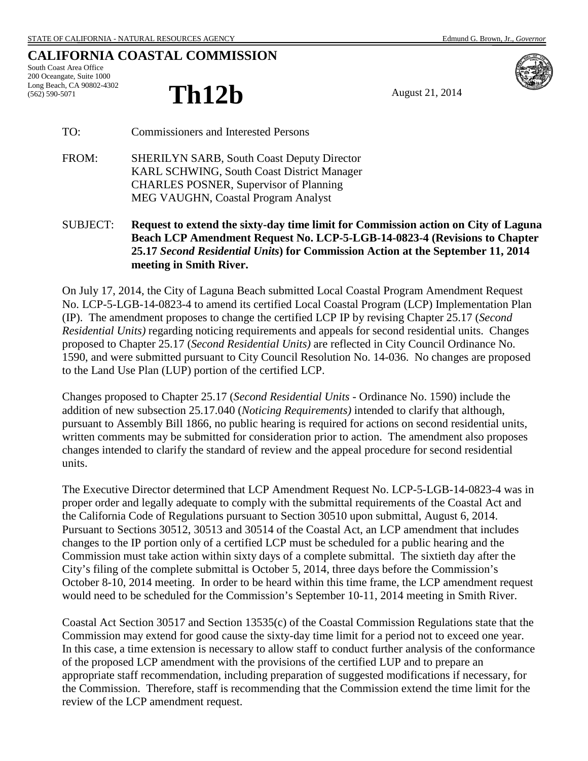STATE OF CALIFORNIA - NATURAL RESOURCES AGENCY Edmund G. Brown, Jr., *Governor*

# CALIFORNIA COASTAL COMMISSION

South Coast Area Office
200 Oceangate, Suite 1000
Long Beach, CA 90802-4302
(562) 590-5071

# Th12b

August 21, 2014

TO: Commissioners and Interested Persons

FROM: SHERILYN SARB, South Coast Deputy Director
KARL SCHWING, South Coast District Manager
CHARLES POSNER, Supervisor of Planning
MEG VAUGHN, Coastal Program Analyst

SUBJECT: **Request to extend the sixty-day time limit for Commission action on City of Laguna Beach LCP Amendment Request No. LCP-5-LGB-14-0823-4 (Revisions to Chapter 25.17 *Second Residential Units*) for Commission Action at the September 11, 2014 meeting in Smith River.**

On July 17, 2014, the City of Laguna Beach submitted Local Coastal Program Amendment Request No. LCP-5-LGB-14-0823-4 to amend its certified Local Coastal Program (LCP) Implementation Plan (IP). The amendment proposes to change the certified LCP IP by revising Chapter 25.17 (*Second Residential Units)* regarding noticing requirements and appeals for second residential units. Changes proposed to Chapter 25.17 (*Second Residential Units)* are reflected in City Council Ordinance No. 1590, and were submitted pursuant to City Council Resolution No. 14-036. No changes are proposed to the Land Use Plan (LUP) portion of the certified LCP.

Changes proposed to Chapter 25.17 (*Second Residential Units* - Ordinance No. 1590) include the addition of new subsection 25.17.040 (*Noticing Requirements)* intended to clarify that although, pursuant to Assembly Bill 1866, no public hearing is required for actions on second residential units, written comments may be submitted for consideration prior to action. The amendment also proposes changes intended to clarify the standard of review and the appeal procedure for second residential units.

The Executive Director determined that LCP Amendment Request No. LCP-5-LGB-14-0823-4 was in proper order and legally adequate to comply with the submittal requirements of the Coastal Act and the California Code of Regulations pursuant to Section 30510 upon submittal, August 6, 2014. Pursuant to Sections 30512, 30513 and 30514 of the Coastal Act, an LCP amendment that includes changes to the IP portion only of a certified LCP must be scheduled for a public hearing and the Commission must take action within sixty days of a complete submittal. The sixtieth day after the City's filing of the complete submittal is October 5, 2014, three days before the Commission's October 8-10, 2014 meeting. In order to be heard within this time frame, the LCP amendment request would need to be scheduled for the Commission's September 10-11, 2014 meeting in Smith River.

Coastal Act Section 30517 and Section 13535(c) of the Coastal Commission Regulations state that the Commission may extend for good cause the sixty-day time limit for a period not to exceed one year. In this case, a time extension is necessary to allow staff to conduct further analysis of the conformance of the proposed LCP amendment with the provisions of the certified LUP and to prepare an appropriate staff recommendation, including preparation of suggested modifications if necessary, for the Commission. Therefore, staff is recommending that the Commission extend the time limit for the review of the LCP amendment request.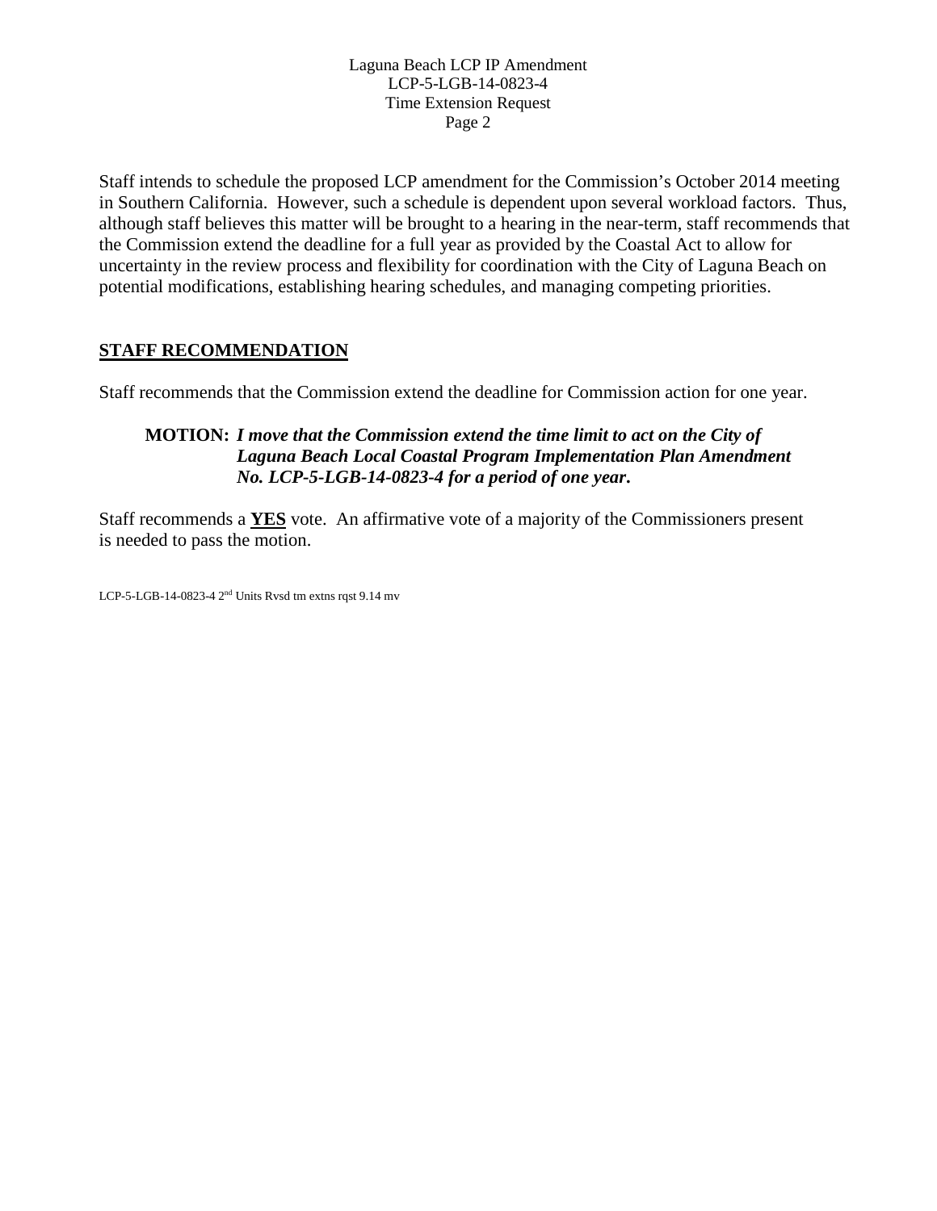Staff intends to schedule the proposed LCP amendment for the Commission's October 2014 meeting in Southern California. However, such a schedule is dependent upon several workload factors. Thus, although staff believes this matter will be brought to a hearing in the near-term, staff recommends that the Commission extend the deadline for a full year as provided by the Coastal Act to allow for uncertainty in the review process and flexibility for coordination with the City of Laguna Beach on potential modifications, establishing hearing schedules, and managing competing priorities.

## STAFF RECOMMENDATION

Staff recommends that the Commission extend the deadline for Commission action for one year.

**MOTION:** ***I move that the Commission extend the time limit to act on the City of Laguna Beach Local Coastal Program Implementation Plan Amendment No. LCP-5-LGB-14-0823-4 for a period of one year.***

Staff recommends a **YES** vote. An affirmative vote of a majority of the Commissioners present is needed to pass the motion.

LCP-5-LGB-14-0823-4 2nd Units Rvsd tm extns rqst 9.14 mv